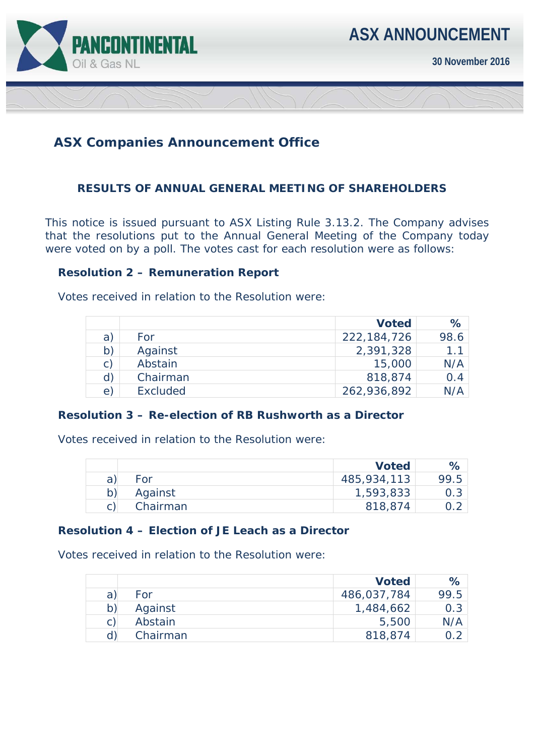PANCONTINENTAL Oil & Gas NL

# ASX ANNOUNCEMENT

**30 November 2016**

## ASX Companies Announcement Office

### RESULTS OF ANNUAL GENERAL MEETING OF SHAREHOLDERS

This notice is issued pursuant to ASX Listing Rule 3.13.2. The Company advises that the resolutions put to the Annual General Meeting of the Company today were voted on by a poll. The votes cast for each resolution were as follows:

**Resolution 2 – Remuneration Report**

Votes received in relation to the Resolution were:

| | | **Voted** | **%** |
|---|---|---|---|
| a) | For | 222,184,726 | 98.6 |
| b) | Against | 2,391,328 | 1.1 |
| c) | Abstain | 15,000 | N/A |
| d) | Chairman | 818,874 | 0.4 |
| e) | Excluded | 262,936,892 | N/A |

**Resolution 3 – Re-election of RB Rushworth as a Director**

Votes received in relation to the Resolution were:

| | | **Voted** | **%** |
|---|---|---|---|
| a) | For | 485,934,113 | 99.5 |
| b) | Against | 1,593,833 | 0.3 |
| c) | Chairman | 818,874 | 0.2 |

**Resolution 4 – Election of JE Leach as a Director**

Votes received in relation to the Resolution were:

| | | **Voted** | **%** |
|---|---|---|---|
| a) | For | 486,037,784 | 99.5 |
| b) | Against | 1,484,662 | 0.3 |
| c) | Abstain | 5,500 | N/A |
| d) | Chairman | 818,874 | 0.2 |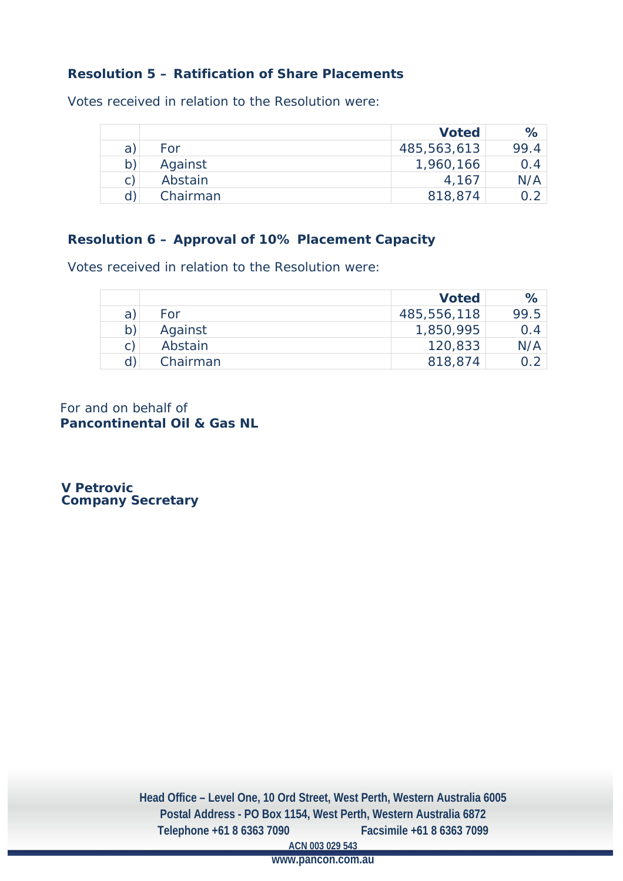### Resolution 5 – Ratification of Share Placements

Votes received in relation to the Resolution were:

| | | Voted | % |
|---|---|---|---|
| a) | For | 485,563,613 | 99.4 |
| b) | Against | 1,960,166 | 0.4 |
| c) | Abstain | 4,167 | N/A |
| d) | Chairman | 818,874 | 0.2 |

### Resolution 6 – Approval of 10% Placement Capacity

Votes received in relation to the Resolution were:

| | | Voted | % |
|---|---|---|---|
| a) | For | 485,556,118 | 99.5 |
| b) | Against | 1,850,995 | 0.4 |
| c) | Abstain | 120,833 | N/A |
| d) | Chairman | 818,874 | 0.2 |

For and on behalf of
**Pancontinental Oil & Gas NL**

**V Petrovic**
**Company Secretary**

**Head Office – Level One, 10 Ord Street, West Perth, Western Australia 6005**
**Postal Address - PO Box 1154, West Perth, Western Australia 6872**
**Telephone +61 8 6363 7090 Facsimile +61 8 6363 7099**
**ACN 003 029 543**
**www.pancon.com.au**